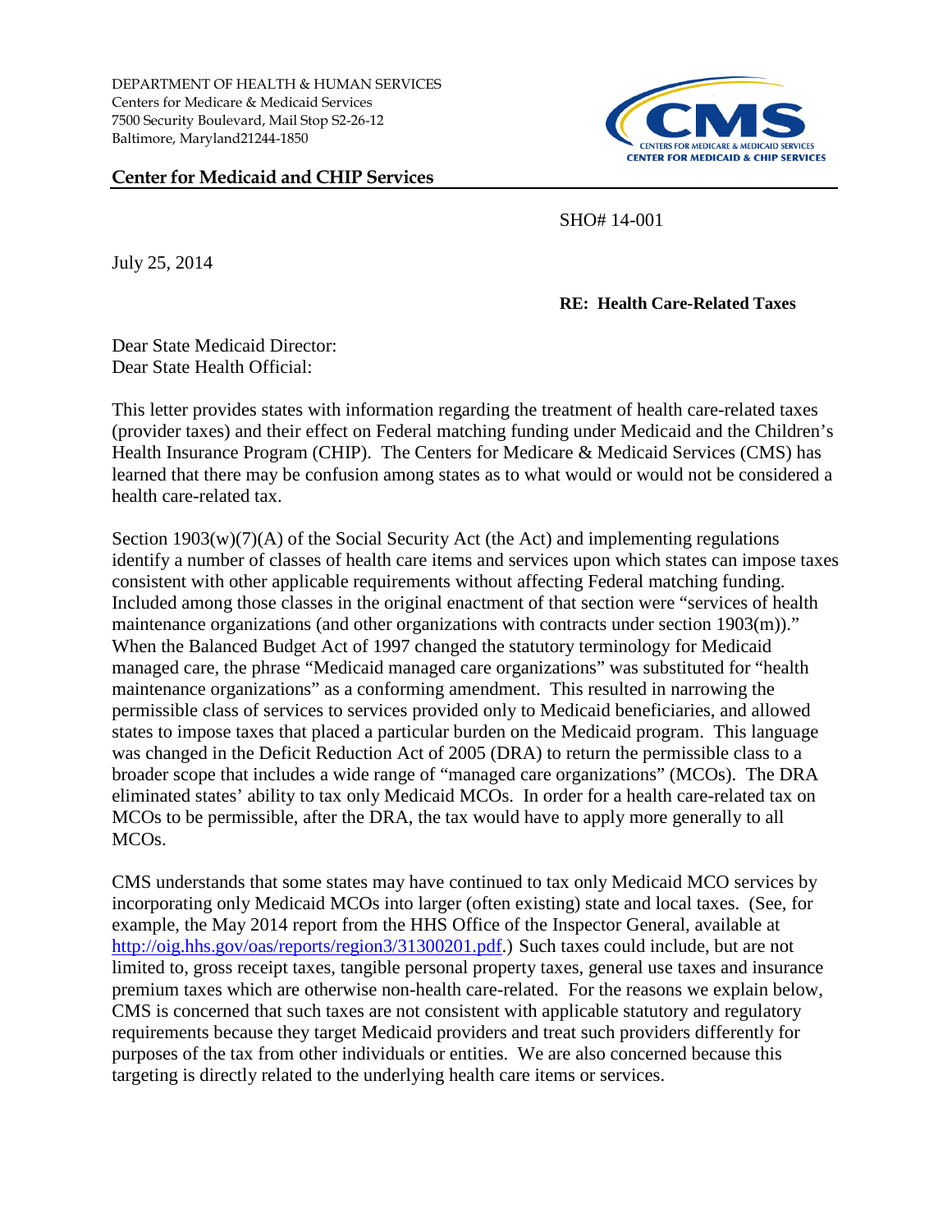DEPARTMENT OF HEALTH & HUMAN SERVICES
Centers for Medicare & Medicaid Services
7500 Security Boulevard, Mail Stop S2-26-12
Baltimore, Maryland21244-1850

**Center for Medicaid and CHIP Services**

SHO# 14-001

July 25, 2014

**RE: Health Care-Related Taxes**

Dear State Medicaid Director:
Dear State Health Official:

This letter provides states with information regarding the treatment of health care-related taxes (provider taxes) and their effect on Federal matching funding under Medicaid and the Children's Health Insurance Program (CHIP). The Centers for Medicare & Medicaid Services (CMS) has learned that there may be confusion among states as to what would or would not be considered a health care-related tax.

Section 1903(w)(7)(A) of the Social Security Act (the Act) and implementing regulations identify a number of classes of health care items and services upon which states can impose taxes consistent with other applicable requirements without affecting Federal matching funding. Included among those classes in the original enactment of that section were "services of health maintenance organizations (and other organizations with contracts under section 1903(m))." When the Balanced Budget Act of 1997 changed the statutory terminology for Medicaid managed care, the phrase "Medicaid managed care organizations" was substituted for "health maintenance organizations" as a conforming amendment. This resulted in narrowing the permissible class of services to services provided only to Medicaid beneficiaries, and allowed states to impose taxes that placed a particular burden on the Medicaid program. This language was changed in the Deficit Reduction Act of 2005 (DRA) to return the permissible class to a broader scope that includes a wide range of "managed care organizations" (MCOs). The DRA eliminated states' ability to tax only Medicaid MCOs. In order for a health care-related tax on MCOs to be permissible, after the DRA, the tax would have to apply more generally to all MCOs.

CMS understands that some states may have continued to tax only Medicaid MCO services by incorporating only Medicaid MCOs into larger (often existing) state and local taxes. (See, for example, the May 2014 report from the HHS Office of the Inspector General, available at http://oig.hhs.gov/oas/reports/region3/31300201.pdf.) Such taxes could include, but are not limited to, gross receipt taxes, tangible personal property taxes, general use taxes and insurance premium taxes which are otherwise non-health care-related. For the reasons we explain below, CMS is concerned that such taxes are not consistent with applicable statutory and regulatory requirements because they target Medicaid providers and treat such providers differently for purposes of the tax from other individuals or entities. We are also concerned because this targeting is directly related to the underlying health care items or services.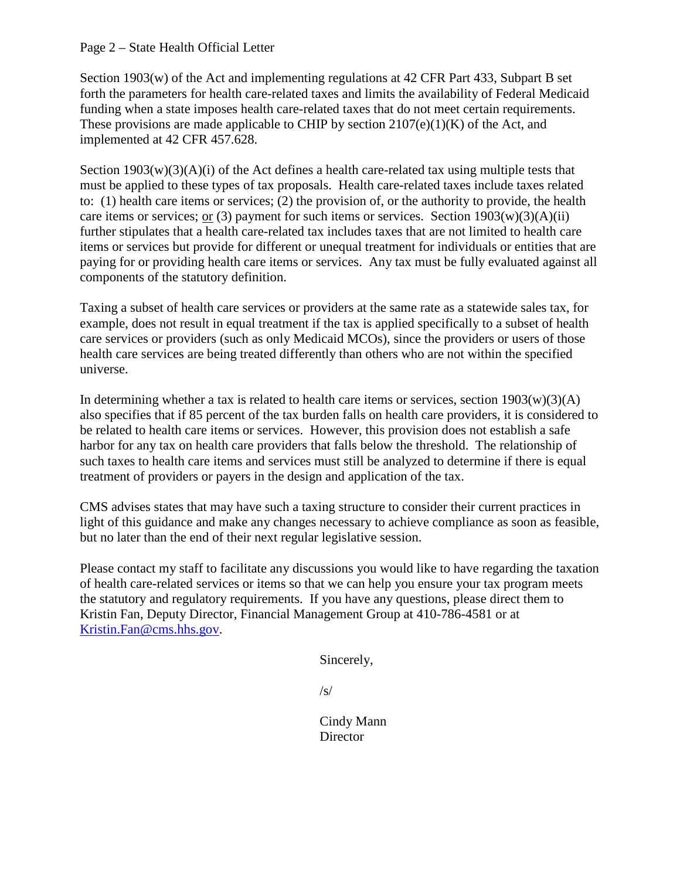Section 1903(w) of the Act and implementing regulations at 42 CFR Part 433, Subpart B set forth the parameters for health care-related taxes and limits the availability of Federal Medicaid funding when a state imposes health care-related taxes that do not meet certain requirements. These provisions are made applicable to CHIP by section 2107(e)(1)(K) of the Act, and implemented at 42 CFR 457.628.

Section 1903(w)(3)(A)(i) of the Act defines a health care-related tax using multiple tests that must be applied to these types of tax proposals. Health care-related taxes include taxes related to: (1) health care items or services; (2) the provision of, or the authority to provide, the health care items or services; <u>or</u> (3) payment for such items or services. Section 1903(w)(3)(A)(ii) further stipulates that a health care-related tax includes taxes that are not limited to health care items or services but provide for different or unequal treatment for individuals or entities that are paying for or providing health care items or services. Any tax must be fully evaluated against all components of the statutory definition.

Taxing a subset of health care services or providers at the same rate as a statewide sales tax, for example, does not result in equal treatment if the tax is applied specifically to a subset of health care services or providers (such as only Medicaid MCOs), since the providers or users of those health care services are being treated differently than others who are not within the specified universe.

In determining whether a tax is related to health care items or services, section 1903(w)(3)(A) also specifies that if 85 percent of the tax burden falls on health care providers, it is considered to be related to health care items or services. However, this provision does not establish a safe harbor for any tax on health care providers that falls below the threshold. The relationship of such taxes to health care items and services must still be analyzed to determine if there is equal treatment of providers or payers in the design and application of the tax.

CMS advises states that may have such a taxing structure to consider their current practices in light of this guidance and make any changes necessary to achieve compliance as soon as feasible, but no later than the end of their next regular legislative session.

Please contact my staff to facilitate any discussions you would like to have regarding the taxation of health care-related services or items so that we can help you ensure your tax program meets the statutory and regulatory requirements. If you have any questions, please direct them to Kristin Fan, Deputy Director, Financial Management Group at 410-786-4581 or at Kristin.Fan@cms.hhs.gov.

Sincerely,

/s/

Cindy Mann
Director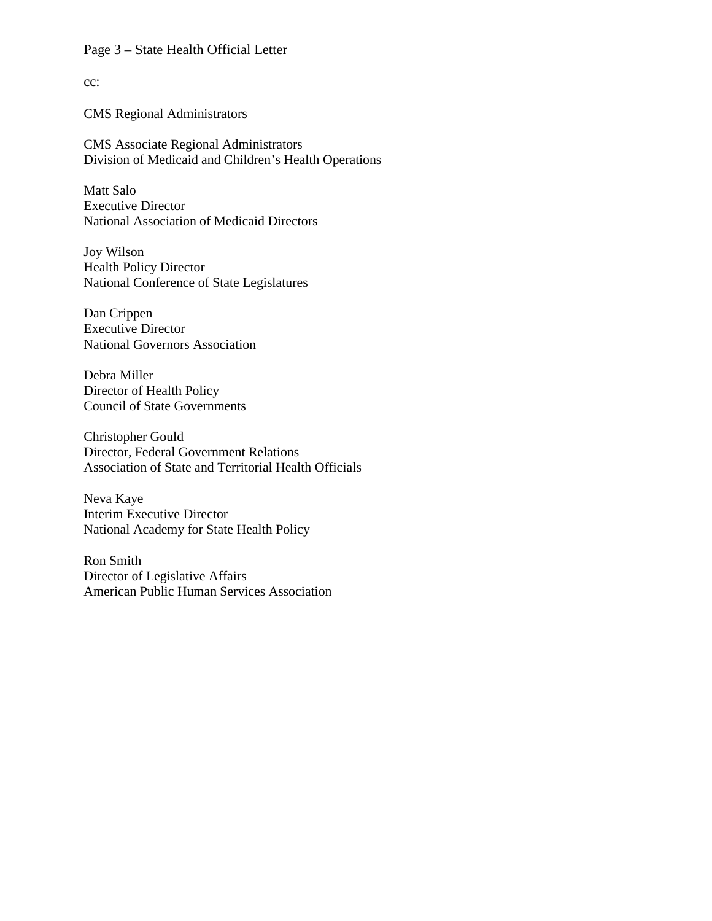cc:

CMS Regional Administrators

CMS Associate Regional Administrators
Division of Medicaid and Children's Health Operations

Matt Salo
Executive Director
National Association of Medicaid Directors

Joy Wilson
Health Policy Director
National Conference of State Legislatures

Dan Crippen
Executive Director
National Governors Association

Debra Miller
Director of Health Policy
Council of State Governments

Christopher Gould
Director, Federal Government Relations
Association of State and Territorial Health Officials

Neva Kaye
Interim Executive Director
National Academy for State Health Policy

Ron Smith
Director of Legislative Affairs
American Public Human Services Association